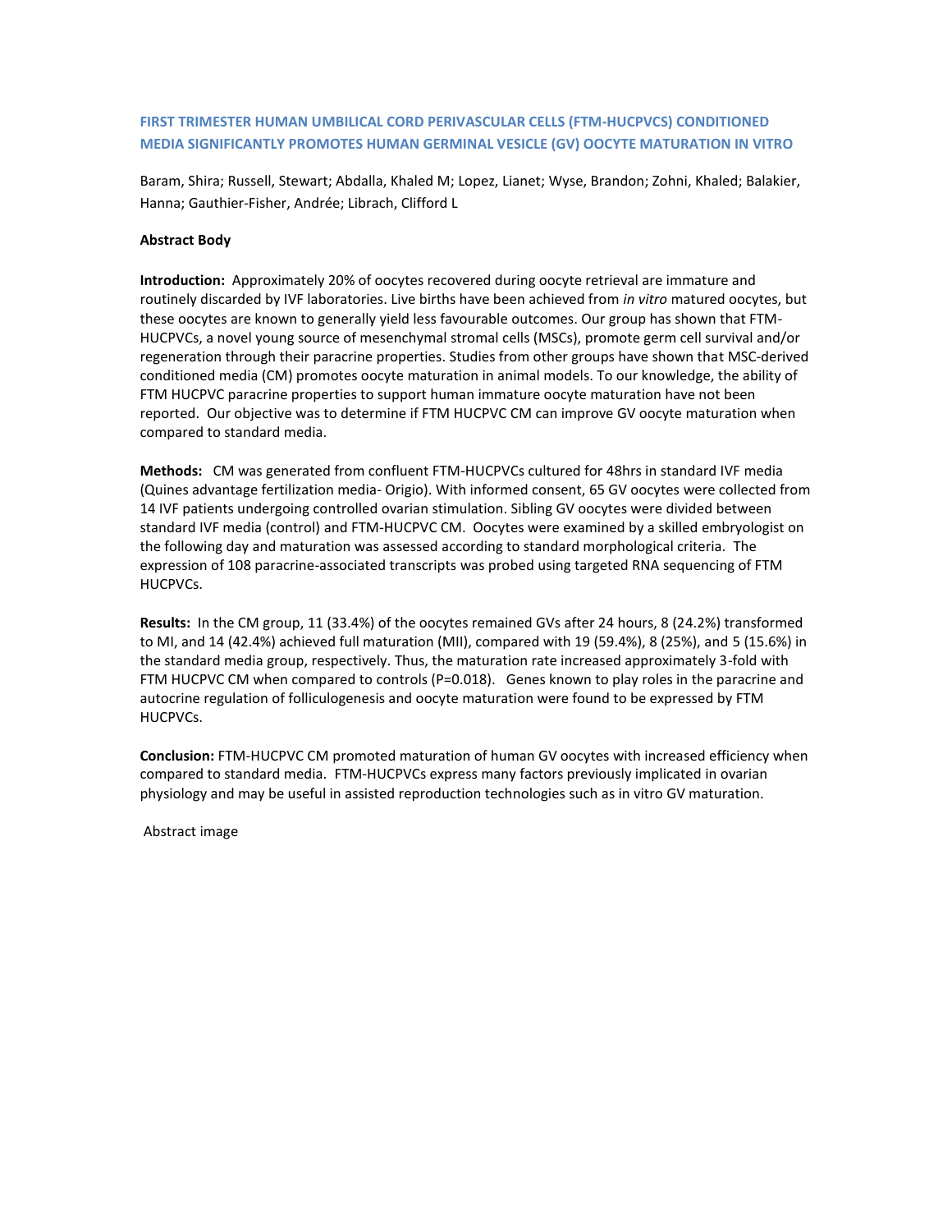# FIRST TRIMESTER HUMAN UMBILICAL CORD PERIVASCULAR CELLS (FTM-HUCPVCS) CONDITIONED MEDIA SIGNIFICANTLY PROMOTES HUMAN GERMINAL VESICLE (GV) OOCYTE MATURATION IN VITRO

Baram, Shira; Russell, Stewart; Abdalla, Khaled M; Lopez, Lianet; Wyse, Brandon; Zohni, Khaled; Balakier, Hanna; Gauthier-Fisher, Andrée; Librach, Clifford L

**Abstract Body**

**Introduction:** Approximately 20% of oocytes recovered during oocyte retrieval are immature and routinely discarded by IVF laboratories. Live births have been achieved from *in vitro* matured oocytes, but these oocytes are known to generally yield less favourable outcomes. Our group has shown that FTM-HUCPVCs, a novel young source of mesenchymal stromal cells (MSCs), promote germ cell survival and/or regeneration through their paracrine properties. Studies from other groups have shown that MSC-derived conditioned media (CM) promotes oocyte maturation in animal models. To our knowledge, the ability of FTM HUCPVC paracrine properties to support human immature oocyte maturation have not been reported. Our objective was to determine if FTM HUCPVC CM can improve GV oocyte maturation when compared to standard media.

**Methods:** CM was generated from confluent FTM-HUCPVCs cultured for 48hrs in standard IVF media (Quines advantage fertilization media- Origio). With informed consent, 65 GV oocytes were collected from 14 IVF patients undergoing controlled ovarian stimulation. Sibling GV oocytes were divided between standard IVF media (control) and FTM-HUCPVC CM. Oocytes were examined by a skilled embryologist on the following day and maturation was assessed according to standard morphological criteria. The expression of 108 paracrine-associated transcripts was probed using targeted RNA sequencing of FTM HUCPVCs.

**Results:** In the CM group, 11 (33.4%) of the oocytes remained GVs after 24 hours, 8 (24.2%) transformed to MI, and 14 (42.4%) achieved full maturation (MII), compared with 19 (59.4%), 8 (25%), and 5 (15.6%) in the standard media group, respectively. Thus, the maturation rate increased approximately 3-fold with FTM HUCPVC CM when compared to controls ($P=0.018$). Genes known to play roles in the paracrine and autocrine regulation of folliculogenesis and oocyte maturation were found to be expressed by FTM HUCPVCs.

**Conclusion:** FTM-HUCPVC CM promoted maturation of human GV oocytes with increased efficiency when compared to standard media. FTM-HUCPVCs express many factors previously implicated in ovarian physiology and may be useful in assisted reproduction technologies such as in vitro GV maturation.

Abstract image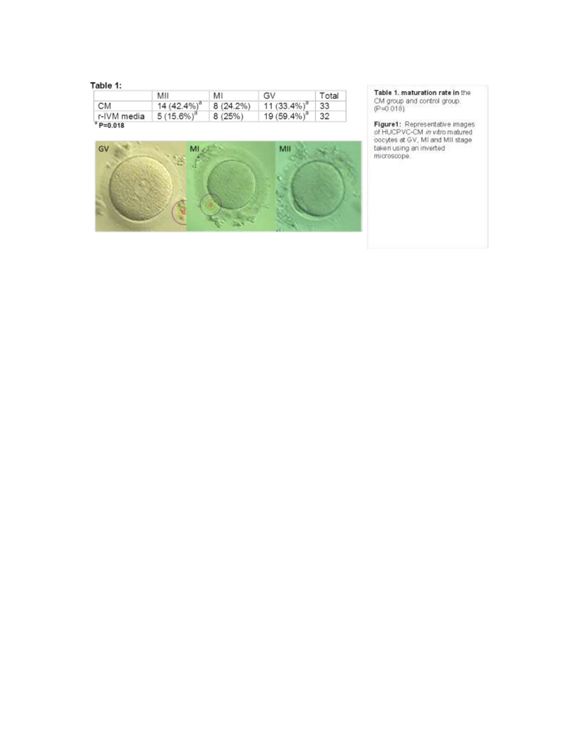Table 1:

| | MII | MI | GV | Total |
|---|---|---|---|---|
| CM | 14 (42.4%)[a] | 8 (24.2%) | 11 (33.4%)[a] | 33 |
| r-IVM media | 5 (15.6%)[a] | 8 (25%) | 19 (59.4%)[a] | 32 |

[a] P=0.018

GV

MI

MII

**Table 1. maturation rate in** the CM group and control group. (P=0.018)

**Figure1:** Representative images of HUCPVC-CM *in vitro* matured oocytes at GV, MI and MII stage taken using an inverted microscope.